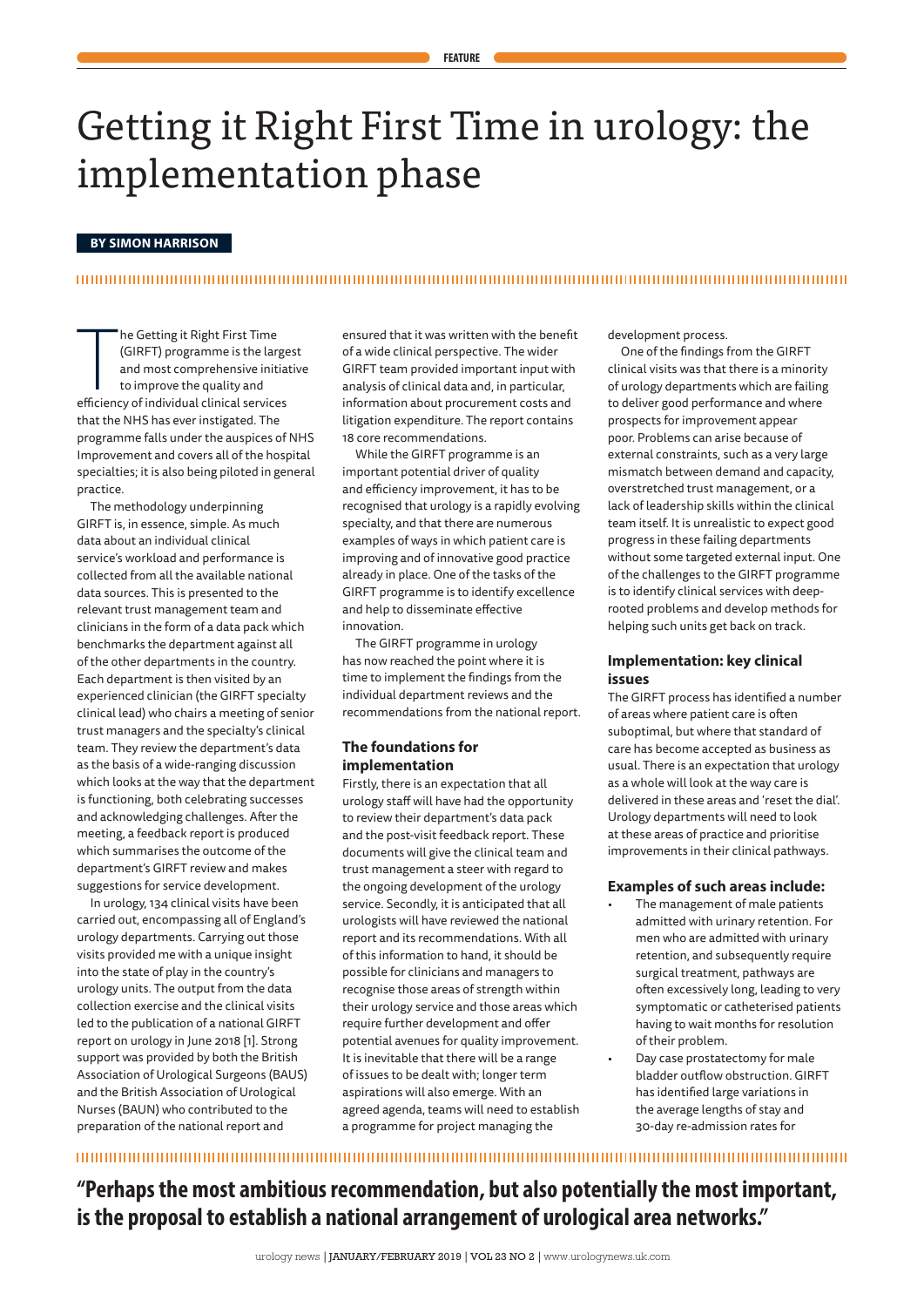# Getting it Right First Time in urology: the implementation phase

**BY SIMON HARRISON**

The Getting it Right First Time (GIRFT) programme is the largest and most comprehensive initiative to improve the quality and efficiency of individual clinical services that the NHS has ever instigated. The programme falls under the auspices of NHS Improvement and covers all of the hospital specialties; it is also being piloted in general practice.

The methodology underpinning GIRFT is, in essence, simple. As much data about an individual clinical service's workload and performance is collected from all the available national data sources. This is presented to the relevant trust management team and clinicians in the form of a data pack which benchmarks the department against all of the other departments in the country. Each department is then visited by an experienced clinician (the GIRFT specialty clinical lead) who chairs a meeting of senior trust managers and the specialty's clinical team. They review the department's data as the basis of a wide-ranging discussion which looks at the way that the department is functioning, both celebrating successes and acknowledging challenges. After the meeting, a feedback report is produced which summarises the outcome of the department's GIRFT review and makes suggestions for service development.

In urology, 134 clinical visits have been carried out, encompassing all of England's urology departments. Carrying out those visits provided me with a unique insight into the state of play in the country's urology units. The output from the data collection exercise and the clinical visits led to the publication of a national GIRFT report on urology in June 2018 [1]. Strong support was provided by both the British Association of Urological Surgeons (BAUS) and the British Association of Urological Nurses (BAUN) who contributed to the preparation of the national report and ensured that it was written with the benefit of a wide clinical perspective. The wider GIRFT team provided important input with analysis of clinical data and, in particular, information about procurement costs and litigation expenditure. The report contains 18 core recommendations.

While the GIRFT programme is an important potential driver of quality and efficiency improvement, it has to be recognised that urology is a rapidly evolving specialty, and that there are numerous examples of ways in which patient care is improving and of innovative good practice already in place. One of the tasks of the GIRFT programme is to identify excellence and help to disseminate effective innovation.

The GIRFT programme in urology has now reached the point where it is time to implement the findings from the individual department reviews and the recommendations from the national report.

### The foundations for implementation

Firstly, there is an expectation that all urology staff will have had the opportunity to review their department's data pack and the post-visit feedback report. These documents will give the clinical team and trust management a steer with regard to the ongoing development of the urology service. Secondly, it is anticipated that all urologists will have reviewed the national report and its recommendations. With all of this information to hand, it should be possible for clinicians and managers to recognise those areas of strength within their urology service and those areas which require further development and offer potential avenues for quality improvement. It is inevitable that there will be a range of issues to be dealt with; longer term aspirations will also emerge. With an agreed agenda, teams will need to establish a programme for project managing the development process.

One of the findings from the GIRFT clinical visits was that there is a minority of urology departments which are failing to deliver good performance and where prospects for improvement appear poor. Problems can arise because of external constraints, such as a very large mismatch between demand and capacity, overstretched trust management, or a lack of leadership skills within the clinical team itself. It is unrealistic to expect good progress in these failing departments without some targeted external input. One of the challenges to the GIRFT programme is to identify clinical services with deep-rooted problems and develop methods for helping such units get back on track.

### Implementation: key clinical issues

The GIRFT process has identified a number of areas where patient care is often suboptimal, but where that standard of care has become accepted as business as usual. There is an expectation that urology as a whole will look at the way care is delivered in these areas and 'reset the dial'. Urology departments will need to look at these areas of practice and prioritise improvements in their clinical pathways.

### Examples of such areas include:

- The management of male patients admitted with urinary retention. For men who are admitted with urinary retention, and subsequently require surgical treatment, pathways are often excessively long, leading to very symptomatic or catheterised patients having to wait months for resolution of their problem.
- Day case prostatectomy for male bladder outflow obstruction. GIRFT has identified large variations in the average lengths of stay and 30-day re-admission rates for

**"Perhaps the most ambitious recommendation, but also potentially the most important, is the proposal to establish a national arrangement of urological area networks."**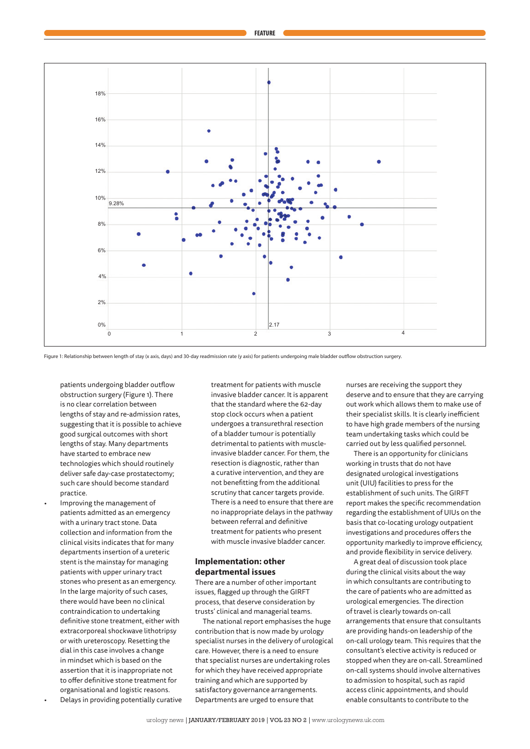Figure 1: Relationship between length of stay (x axis, days) and 30-day readmission rate (y axis) for patients undergoing male bladder outflow obstruction surgery.

patients undergoing bladder outflow obstruction surgery (Figure 1). There is no clear correlation between lengths of stay and re-admission rates, suggesting that it is possible to achieve good surgical outcomes with short lengths of stay. Many departments have started to embrace new technologies which should routinely deliver safe day-case prostatectomy; such care should become standard practice.

- Improving the management of patients admitted as an emergency with a urinary tract stone. Data collection and information from the clinical visits indicates that for many departments insertion of a ureteric stent is the mainstay for managing patients with upper urinary tract stones who present as an emergency. In the large majority of such cases, there would have been no clinical contraindication to undertaking definitive stone treatment, either with extracorporeal shockwave lithotripsy or with ureteroscopy. Resetting the dial in this case involves a change in mindset which is based on the assertion that it is inappropriate not to offer definitive stone treatment for organisational and logistic reasons.
- Delays in providing potentially curative treatment for patients with muscle invasive bladder cancer. It is apparent that the standard where the 62-day stop clock occurs when a patient undergoes a transurethral resection of a bladder tumour is potentially detrimental to patients with muscle-invasive bladder cancer. For them, the resection is diagnostic, rather than a curative intervention, and they are not benefitting from the additional scrutiny that cancer targets provide. There is a need to ensure that there are no inappropriate delays in the pathway between referral and definitive treatment for patients who present with muscle invasive bladder cancer.

## Implementation: other departmental issues

There are a number of other important issues, flagged up through the GIRFT process, that deserve consideration by trusts' clinical and managerial teams.

The national report emphasises the huge contribution that is now made by urology specialist nurses in the delivery of urological care. However, there is a need to ensure that specialist nurses are undertaking roles for which they have received appropriate training and which are supported by satisfactory governance arrangements. Departments are urged to ensure that nurses are receiving the support they deserve and to ensure that they are carrying out work which allows them to make use of their specialist skills. It is clearly inefficient to have high grade members of the nursing team undertaking tasks which could be carried out by less qualified personnel.

There is an opportunity for clinicians working in trusts that do not have designated urological investigations unit (UIU) facilities to press for the establishment of such units. The GIRFT report makes the specific recommendation regarding the establishment of UIUs on the basis that co-locating urology outpatient investigations and procedures offers the opportunity markedly to improve efficiency, and provide flexibility in service delivery.

A great deal of discussion took place during the clinical visits about the way in which consultants are contributing to the care of patients who are admitted as urological emergencies. The direction of travel is clearly towards on-call arrangements that ensure that consultants are providing hands-on leadership of the on-call urology team. This requires that the consultant's elective activity is reduced or stopped when they are on-call. Streamlined on-call systems should involve alternatives to admission to hospital, such as rapid access clinic appointments, and should enable consultants to contribute to the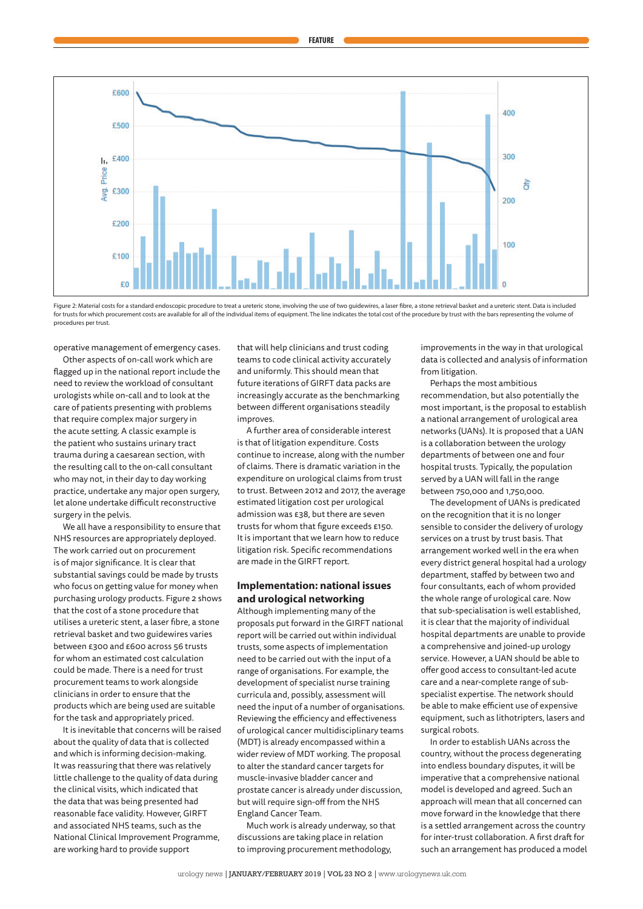Figure 2: Material costs for a standard endoscopic procedure to treat a ureteric stone, involving the use of two guidewires, a laser fibre, a stone retrieval basket and a ureteric stent. Data is included for trusts for which procurement costs are available for all of the individual items of equipment. The line indicates the total cost of the procedure by trust with the bars representing the volume of procedures per trust.

operative management of emergency cases.

Other aspects of on-call work which are flagged up in the national report include the need to review the workload of consultant urologists while on-call and to look at the care of patients presenting with problems that require complex major surgery in the acute setting. A classic example is the patient who sustains urinary tract trauma during a caesarean section, with the resulting call to the on-call consultant who may not, in their day to day working practice, undertake any major open surgery, let alone undertake difficult reconstructive surgery in the pelvis.

We all have a responsibility to ensure that NHS resources are appropriately deployed. The work carried out on procurement is of major significance. It is clear that substantial savings could be made by trusts who focus on getting value for money when purchasing urology products. Figure 2 shows that the cost of a stone procedure that utilises a ureteric stent, a laser fibre, a stone retrieval basket and two guidewires varies between £300 and £600 across 56 trusts for whom an estimated cost calculation could be made. There is a need for trust procurement teams to work alongside clinicians in order to ensure that the products which are being used are suitable for the task and appropriately priced.

It is inevitable that concerns will be raised about the quality of data that is collected and which is informing decision-making. It was reassuring that there was relatively little challenge to the quality of data during the clinical visits, which indicated that the data that was being presented had reasonable face validity. However, GIRFT and associated NHS teams, such as the National Clinical Improvement Programme, are working hard to provide support that will help clinicians and trust coding teams to code clinical activity accurately and uniformly. This should mean that future iterations of GIRFT data packs are increasingly accurate as the benchmarking between different organisations steadily improves.

A further area of considerable interest is that of litigation expenditure. Costs continue to increase, along with the number of claims. There is dramatic variation in the expenditure on urological claims from trust to trust. Between 2012 and 2017, the average estimated litigation cost per urological admission was £38, but there are seven trusts for whom that figure exceeds £150. It is important that we learn how to reduce litigation risk. Specific recommendations are made in the GIRFT report.

## Implementation: national issues and urological networking

Although implementing many of the proposals put forward in the GIRFT national report will be carried out within individual trusts, some aspects of implementation need to be carried out with the input of a range of organisations. For example, the development of specialist nurse training curricula and, possibly, assessment will need the input of a number of organisations. Reviewing the efficiency and effectiveness of urological cancer multidisciplinary teams (MDT) is already encompassed within a wider review of MDT working. The proposal to alter the standard cancer targets for muscle-invasive bladder cancer and prostate cancer is already under discussion, but will require sign-off from the NHS England Cancer Team.

Much work is already underway, so that discussions are taking place in relation to improving procurement methodology, improvements in the way in that urological data is collected and analysis of information from litigation.

Perhaps the most ambitious recommendation, but also potentially the most important, is the proposal to establish a national arrangement of urological area networks (UANs). It is proposed that a UAN is a collaboration between the urology departments of between one and four hospital trusts. Typically, the population served by a UAN will fall in the range between 750,000 and 1,750,000.

The development of UANs is predicated on the recognition that it is no longer sensible to consider the delivery of urology services on a trust by trust basis. That arrangement worked well in the era when every district general hospital had a urology department, staffed by between two and four consultants, each of whom provided the whole range of urological care. Now that sub-specialisation is well established, it is clear that the majority of individual hospital departments are unable to provide a comprehensive and joined-up urology service. However, a UAN should be able to offer good access to consultant-led acute care and a near-complete range of sub-specialist expertise. The network should be able to make efficient use of expensive equipment, such as lithotripters, lasers and surgical robots.

In order to establish UANs across the country, without the process degenerating into endless boundary disputes, it will be imperative that a comprehensive national model is developed and agreed. Such an approach will mean that all concerned can move forward in the knowledge that there is a settled arrangement across the country for inter-trust collaboration. A first draft for such an arrangement has produced a model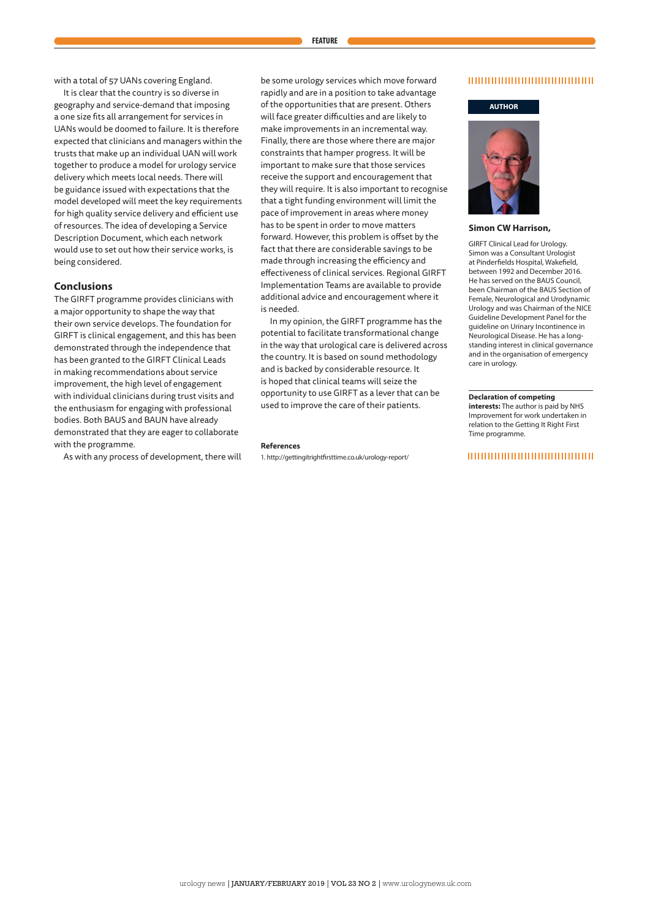with a total of 57 UANs covering England.

It is clear that the country is so diverse in geography and service-demand that imposing a one size fits all arrangement for services in UANs would be doomed to failure. It is therefore expected that clinicians and managers within the trusts that make up an individual UAN will work together to produce a model for urology service delivery which meets local needs. There will be guidance issued with expectations that the model developed will meet the key requirements for high quality service delivery and efficient use of resources. The idea of developing a Service Description Document, which each network would use to set out how their service works, is being considered.

## Conclusions

The GIRFT programme provides clinicians with a major opportunity to shape the way that their own service develops. The foundation for GIRFT is clinical engagement, and this has been demonstrated through the independence that has been granted to the GIRFT Clinical Leads in making recommendations about service improvement, the high level of engagement with individual clinicians during trust visits and the enthusiasm for engaging with professional bodies. Both BAUS and BAUN have already demonstrated that they are eager to collaborate with the programme.

As with any process of development, there will be some urology services which move forward rapidly and are in a position to take advantage of the opportunities that are present. Others will face greater difficulties and are likely to make improvements in an incremental way. Finally, there are those where there are major constraints that hamper progress. It will be important to make sure that those services receive the support and encouragement that they will require. It is also important to recognise that a tight funding environment will limit the pace of improvement in areas where money has to be spent in order to move matters forward. However, this problem is offset by the fact that there are considerable savings to be made through increasing the efficiency and effectiveness of clinical services. Regional GIRFT Implementation Teams are available to provide additional advice and encouragement where it is needed.

In my opinion, the GIRFT programme has the potential to facilitate transformational change in the way that urological care is delivered across the country. It is based on sound methodology and is backed by considerable resource. It is hoped that clinical teams will seize the opportunity to use GIRFT as a lever that can be used to improve the care of their patients.

**References**

1. http://gettingitrightfirsttime.co.uk/urology-report/

**AUTHOR**

**Simon CW Harrison,**

GIRFT Clinical Lead for Urology. Simon was a Consultant Urologist at Pinderfields Hospital, Wakefield, between 1992 and December 2016. He has served on the BAUS Council, been Chairman of the BAUS Section of Female, Neurological and Urodynamic Urology and was Chairman of the NICE Guideline Development Panel for the guideline on Urinary Incontinence in Neurological Disease. He has a long-standing interest in clinical governance and in the organisation of emergency care in urology.

**Declaration of competing interests:** The author is paid by NHS Improvement for work undertaken in relation to the Getting It Right First Time programme.